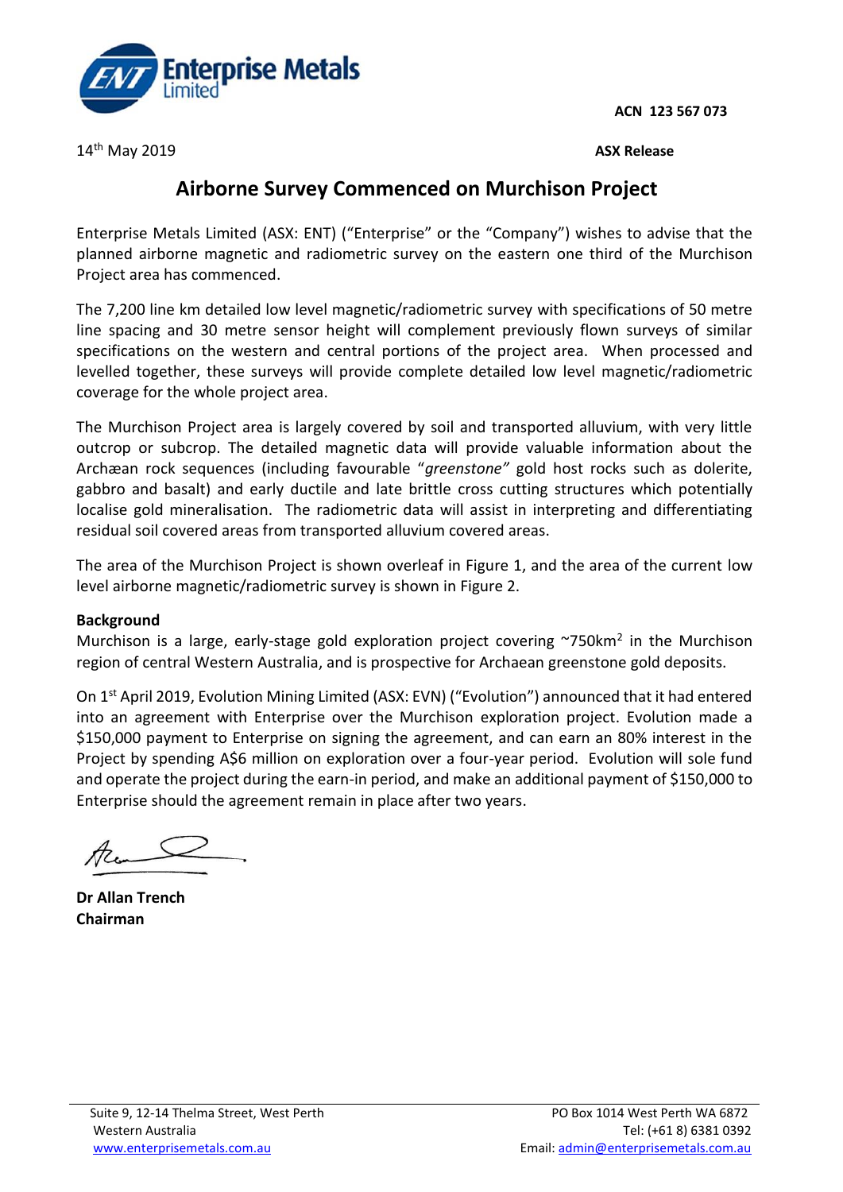**Enterprise Metals Limited**

**ACN 123 567 073**

14th May 2019

**ASX Release**

# Airborne Survey Commenced on Murchison Project

Enterprise Metals Limited (ASX: ENT) ("Enterprise" or the "Company") wishes to advise that the planned airborne magnetic and radiometric survey on the eastern one third of the Murchison Project area has commenced.

The 7,200 line km detailed low level magnetic/radiometric survey with specifications of 50 metre line spacing and 30 metre sensor height will complement previously flown surveys of similar specifications on the western and central portions of the project area. When processed and levelled together, these surveys will provide complete detailed low level magnetic/radiometric coverage for the whole project area.

The Murchison Project area is largely covered by soil and transported alluvium, with very little outcrop or subcrop. The detailed magnetic data will provide valuable information about the Archæan rock sequences (including favourable "*greenstone"* gold host rocks such as dolerite, gabbro and basalt) and early ductile and late brittle cross cutting structures which potentially localise gold mineralisation. The radiometric data will assist in interpreting and differentiating residual soil covered areas from transported alluvium covered areas.

The area of the Murchison Project is shown overleaf in Figure 1, and the area of the current low level airborne magnetic/radiometric survey is shown in Figure 2.

**Background**

Murchison is a large, early-stage gold exploration project covering ~750km$^2$ in the Murchison region of central Western Australia, and is prospective for Archaean greenstone gold deposits.

On 1st April 2019, Evolution Mining Limited (ASX: EVN) ("Evolution") announced that it had entered into an agreement with Enterprise over the Murchison exploration project. Evolution made a $150,000 payment to Enterprise on signing the agreement, and can earn an 80% interest in the Project by spending A$6 million on exploration over a four-year period. Evolution will sole fund and operate the project during the earn-in period, and make an additional payment of $150,000 to Enterprise should the agreement remain in place after two years.

**Dr Allan Trench**
**Chairman**

Suite 9, 12-14 Thelma Street, West Perth
Western Australia
www.enterprisemetals.com.au

PO Box 1014 West Perth WA 6872
Tel: (+61 8) 6381 0392
Email: admin@enterprisemetals.com.au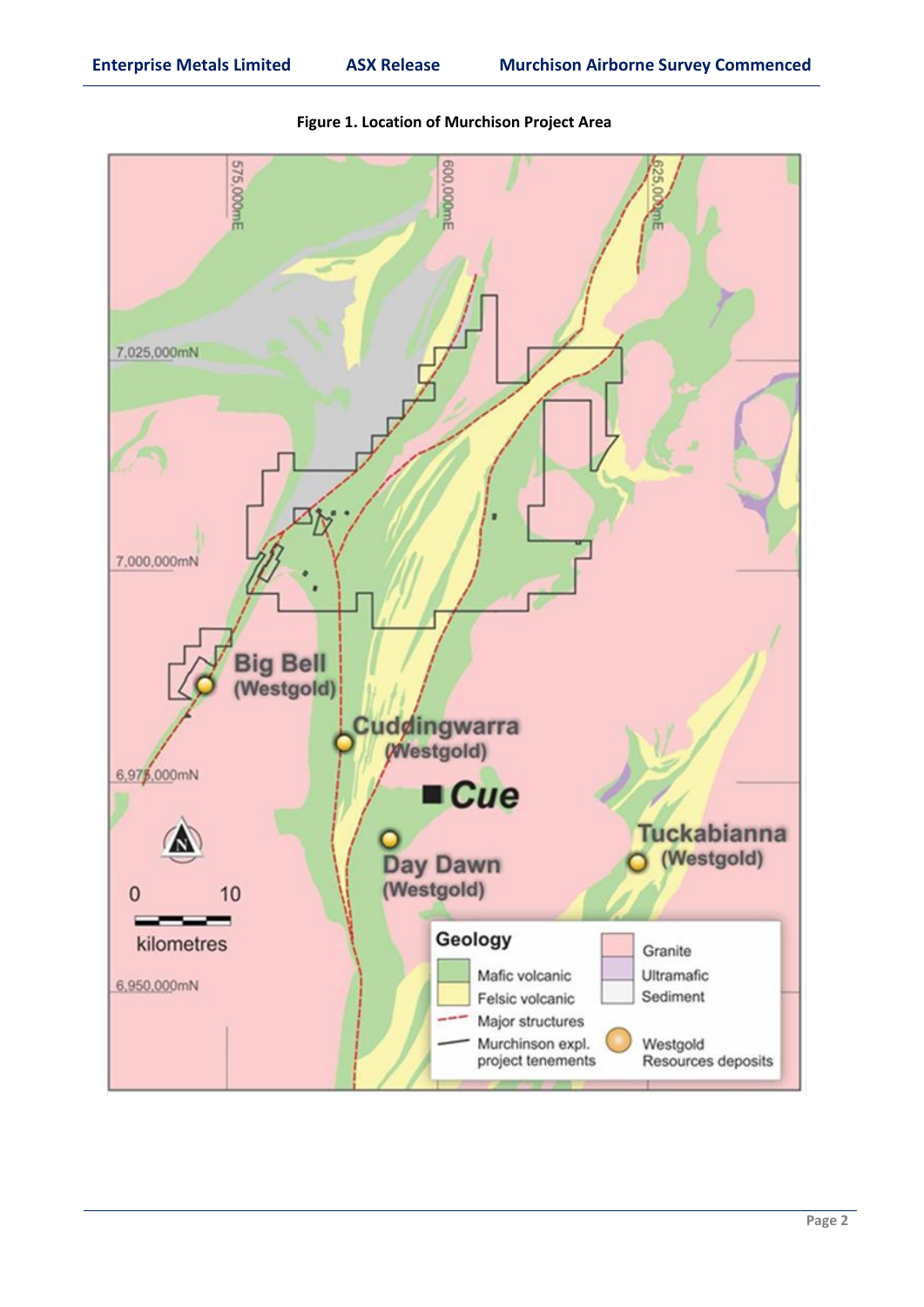**Figure 1. Location of Murchison Project Area**

575,000mE

600,000mE

625,000mE

7,025,000mN

7,000,000mN

6,975,000mN

6,950,000mN

Big Bell (Westgold)

Cuddingwarra (Westgold)

Cue

Day Dawn (Westgold)

Tuckabianna (Westgold)

0 10 kilometres

**Geology**

- Mafic volcanic
- Felsic volcanic
- Major structures
- Murchinson expl. project tenements
- Granite
- Ultramafic
- Sediment
- Westgold Resources deposits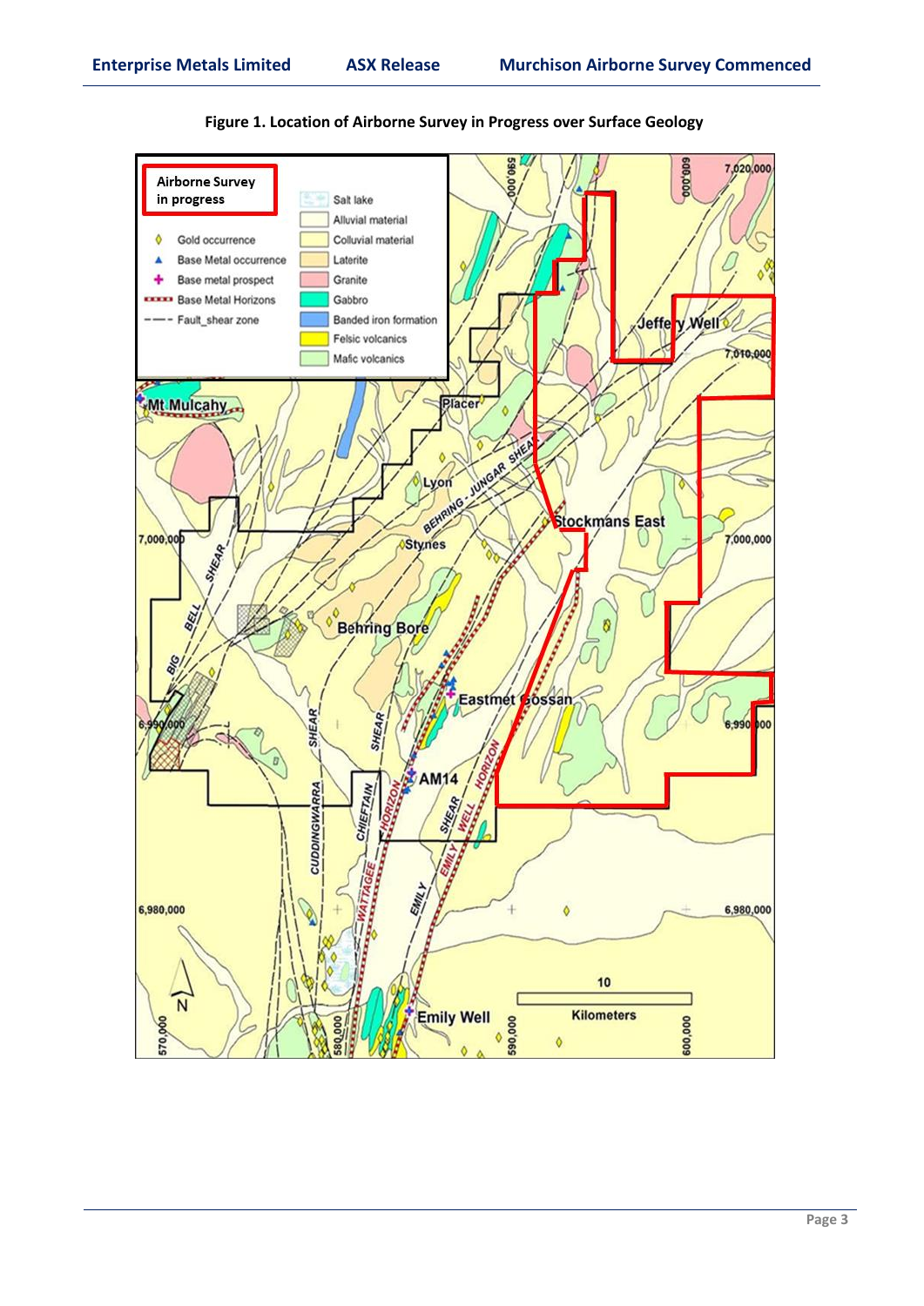**Figure 1. Location of Airborne Survey in Progress over Surface Geology**

Airborne Survey in progress

Gold occurrence
Base Metal occurrence
Base metal prospect
Base Metal Horizons
Fault_shear zone

Salt lake
Alluvial material
Colluvial material
Laterite
Granite
Gabbro
Banded iron formation
Felsic volcanics
Mafic volcanics

Mt Mulcahy
Placer
Lyon
Stynes
BEHRING - JUNGAR SHEAR
Stockmans East
Jeffery Well
Behring Bore
Eastmet Gossan
AM14
Emily Well
BIG BELL SHEAR
CUDDINGWARRA SHEAR
CHIEFTAIN SHEAR
WATTAGEE HORIZON
EMILY WELL SHEAR
EMILY WELL HORIZON
EMILY

7,020,000
7,010,000
7,000,000
6,990,000
6,980,000
570,000
580,000
590,000
600,000
609,000

N

10
Kilometers